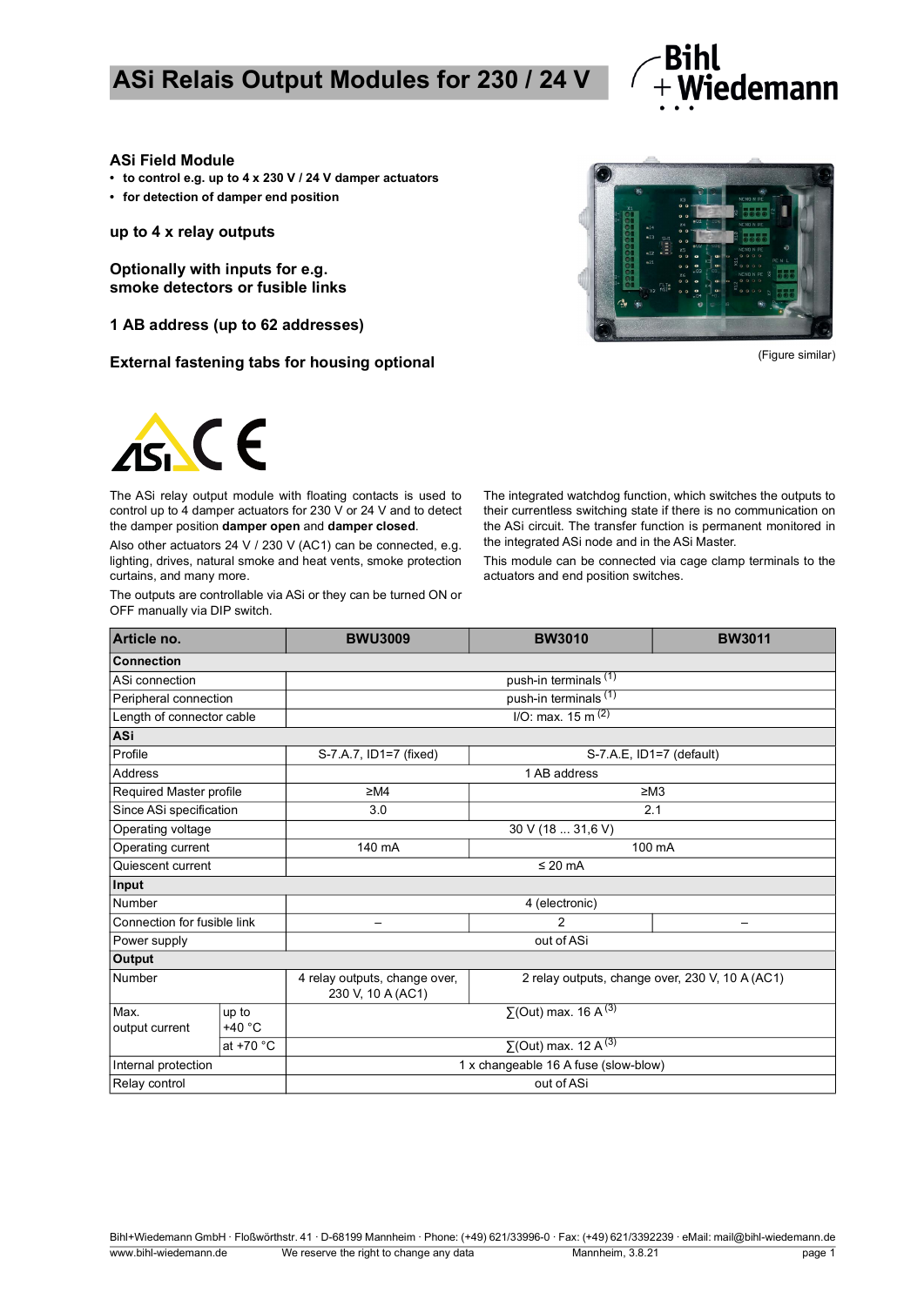# ASi Relais Output Modules for 230 / 24 V

## ASi Field Module

- **to control e.g. up to 4 x 230 V / 24 V damper actuators**
- **for detection of damper end position**

**up to 4 x relay outputs**

**Optionally with inputs for e.g. smoke detectors or fusible links**

**1 AB address (up to 62 addresses)**

**External fastening tabs for housing optional**

(Figure similar)

The ASi relay output module with floating contacts is used to control up to 4 damper actuators for 230 V or 24 V and to detect the damper position **damper open** and **damper closed**.

Also other actuators 24 V / 230 V (AC1) can be connected, e.g. lighting, drives, natural smoke and heat vents, smoke protection curtains, and many more.

The outputs are controllable via ASi or they can be turned ON or OFF manually via DIP switch.

The integrated watchdog function, which switches the outputs to their currentless switching state if there is no communication on the ASi circuit. The transfer function is permanent monitored in the integrated ASi node and in the ASi Master.

This module can be connected via cage clamp terminals to the actuators and end position switches.

| Article no. | | BWU3009 | BW3010 | BW3011 |
|---|---|---|---|---|
| **Connection** | | | | |
| ASi connection | | push-in terminals (1) | | |
| Peripheral connection | | push-in terminals (1) | | |
| Length of connector cable | | I/O: max. 15 m (2) | | |
| **ASi** | | | | |
| Profile | | S-7.A.7, ID1=7 (fixed) | S-7.A.E, ID1=7 (default) | |
| Address | | 1 AB address | | |
| Required Master profile | | ≥M4 | ≥M3 | |
| Since ASi specification | | 3.0 | 2.1 | |
| Operating voltage | | 30 V (18 ... 31,6 V) | | |
| Operating current | | 140 mA | 100 mA | |
| Quiescent current | | ≤ 20 mA | | |
| **Input** | | | | |
| Number | | 4 (electronic) | | |
| Connection for fusible link | | – | 2 | – |
| Power supply | | out of ASi | | |
| **Output** | | | | |
| Number | | 4 relay outputs, change over, 230 V, 10 A (AC1) | 2 relay outputs, change over, 230 V, 10 A (AC1) | |
| Max. output current | up to +40 °C | ∑(Out) max. 16 A (3) | | |
| | at +70 °C | ∑(Out) max. 12 A (3) | | |
| Internal protection | | 1 x changeable 16 A fuse (slow-blow) | | |
| Relay control | | out of ASi | | |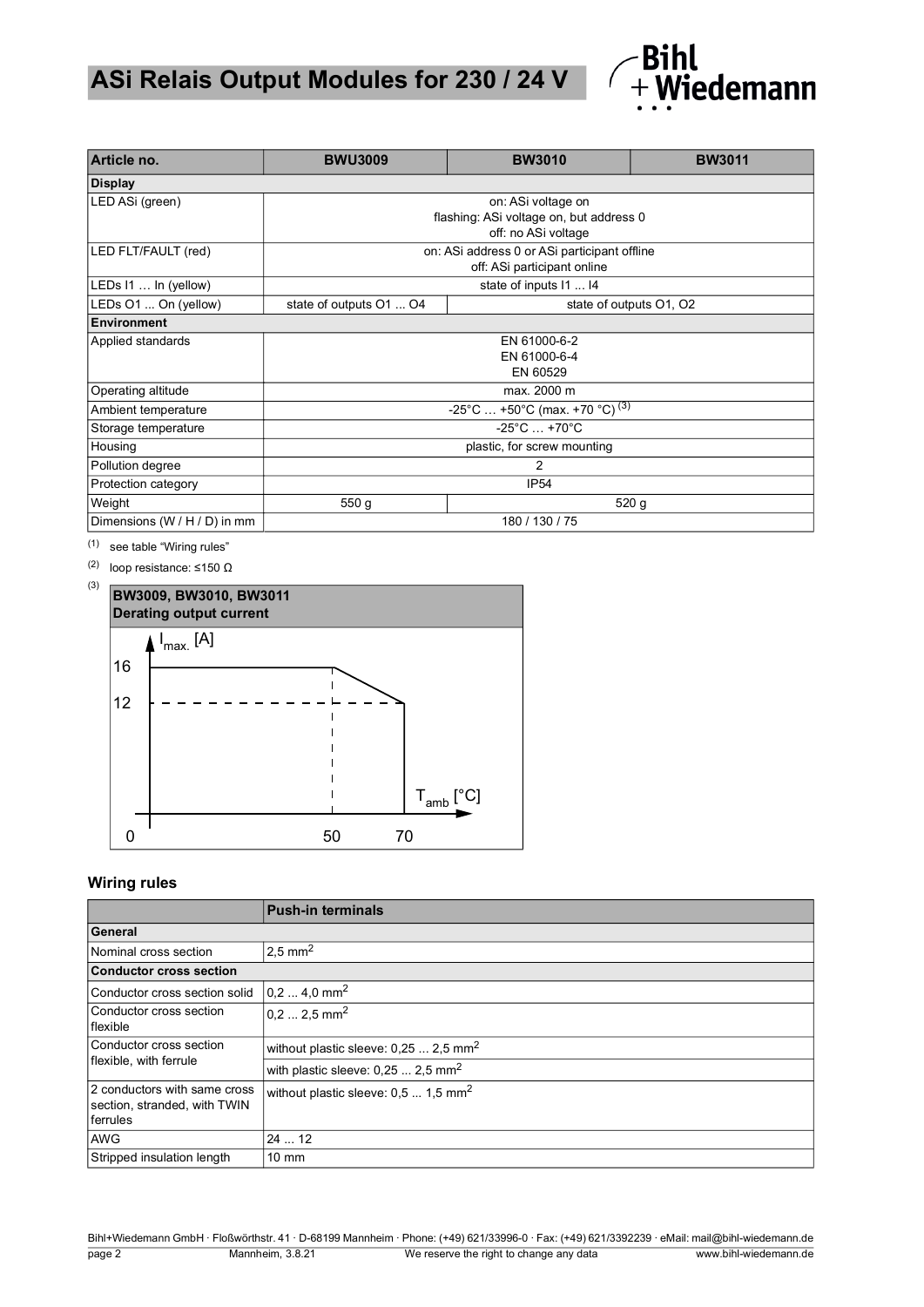| Article no. | BWU3009 | BW3010 | BW3011 |
|---|---|---|---|
| **Display** | | | |
| LED ASi (green) | on: ASi voltage on<br>flashing: ASi voltage on, but address 0<br>off: no ASi voltage | | |
| LED FLT/FAULT (red) | on: ASi address 0 or ASi participant offline<br>off: ASi participant online | | |
| LEDs I1 … In (yellow) | state of inputs I1 ... I4 | | |
| LEDs O1 ... On (yellow) | state of outputs O1 ... O4 | state of outputs O1, O2 | |
| **Environment** | | | |
| Applied standards | EN 61000-6-2<br>EN 61000-6-4<br>EN 60529 | | |
| Operating altitude | max. 2000 m | | |
| Ambient temperature | -25°C … +50°C (max. +70 °C) [3] | | |
| Storage temperature | -25°C … +70°C | | |
| Housing | plastic, for screw mounting | | |
| Pollution degree | 2 | | |
| Protection category | IP54 | | |
| Weight | 550 g | 520 g | |
| Dimensions (W / H / D) in mm | 180 / 130 / 75 | | |

(1) see table "Wiring rules"

(2) loop resistance: ≤150 Ω

(3)

**BW3009, BW3010, BW3011**
**Derating output current**

($I_{max.}$ [A] over $T_{amb}$ [°C]: 16 A up to 50 °C, decreasing linearly to 12 A at 70 °C)

## Wiring rules

| | Push-in terminals |
|---|---|
| **General** | |
| Nominal cross section | 2,5 mm² |
| **Conductor cross section** | |
| Conductor cross section solid | 0,2 ... 4,0 mm² |
| Conductor cross section flexible | 0,2 ... 2,5 mm² |
| Conductor cross section flexible, with ferrule | without plastic sleeve: 0,25 ... 2,5 mm² |
| | with plastic sleeve: 0,25 ... 2,5 mm² |
| 2 conductors with same cross section, stranded, with TWIN ferrules | without plastic sleeve: 0,5 ... 1,5 mm² |
| AWG | 24 ... 12 |
| Stripped insulation length | 10 mm |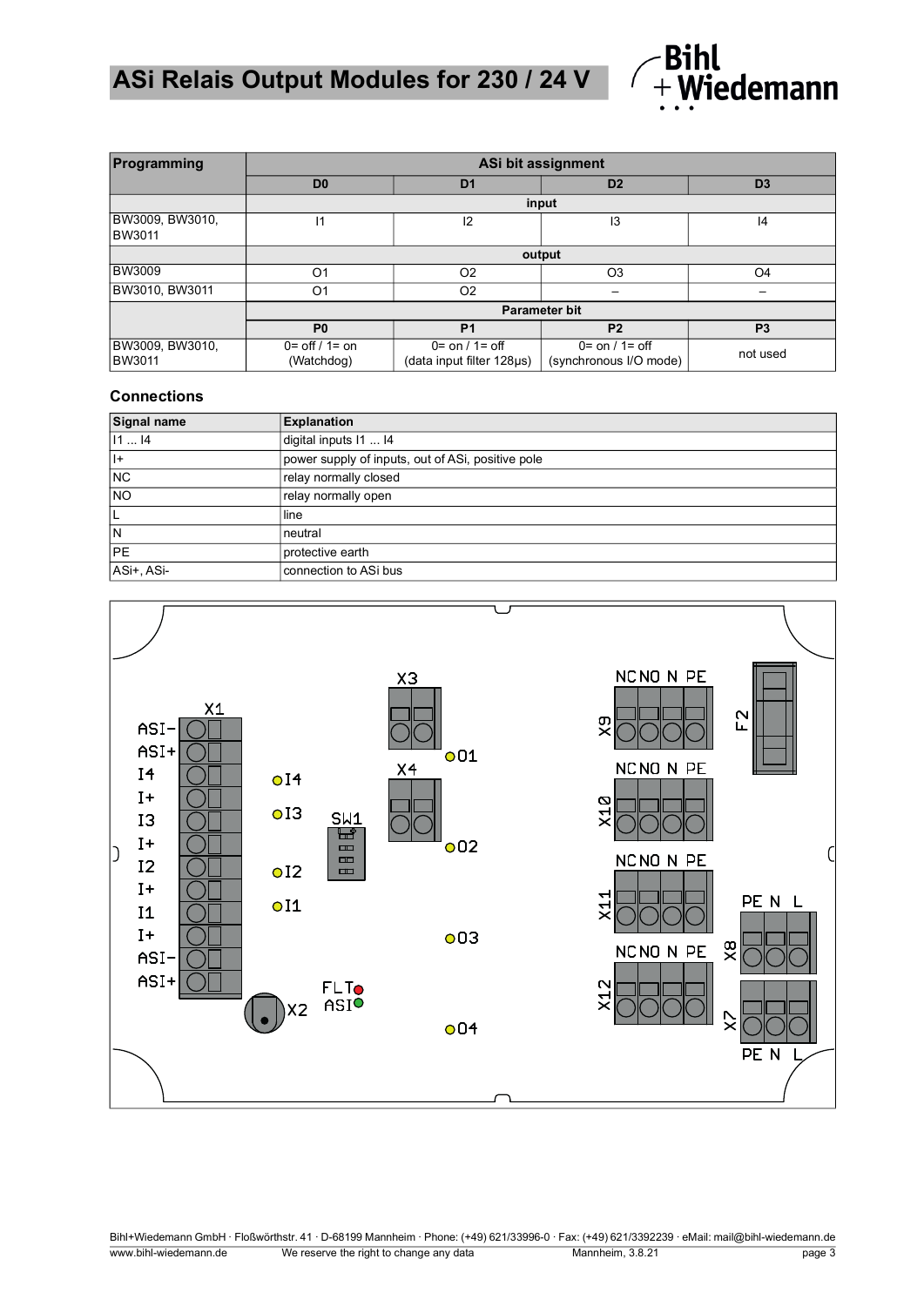| Programming | ASi bit assignment | | | |
|---|---|---|---|---|
| | D0 | D1 | D2 | D3 |
| | input | | | |
| BW3009, BW3010, BW3011 | I1 | I2 | I3 | I4 |
| | output | | | |
| BW3009 | O1 | O2 | O3 | O4 |
| BW3010, BW3011 | O1 | O2 | – | – |
| | Parameter bit | | | |
| | P0 | P1 | P2 | P3 |
| BW3009, BW3010, BW3011 | 0= off / 1= on (Watchdog) | 0= on / 1= off (data input filter 128µs) | 0= on / 1= off (synchronous I/O mode) | not used |

### Connections

| Signal name | Explanation |
|---|---|
| I1 ... I4 | digital inputs I1 ... I4 |
| I+ | power supply of inputs, out of ASi, positive pole |
| NC | relay normally closed |
| NO | relay normally open |
| L | line |
| N | neutral |
| PE | protective earth |
| ASi+, ASi- | connection to ASi bus |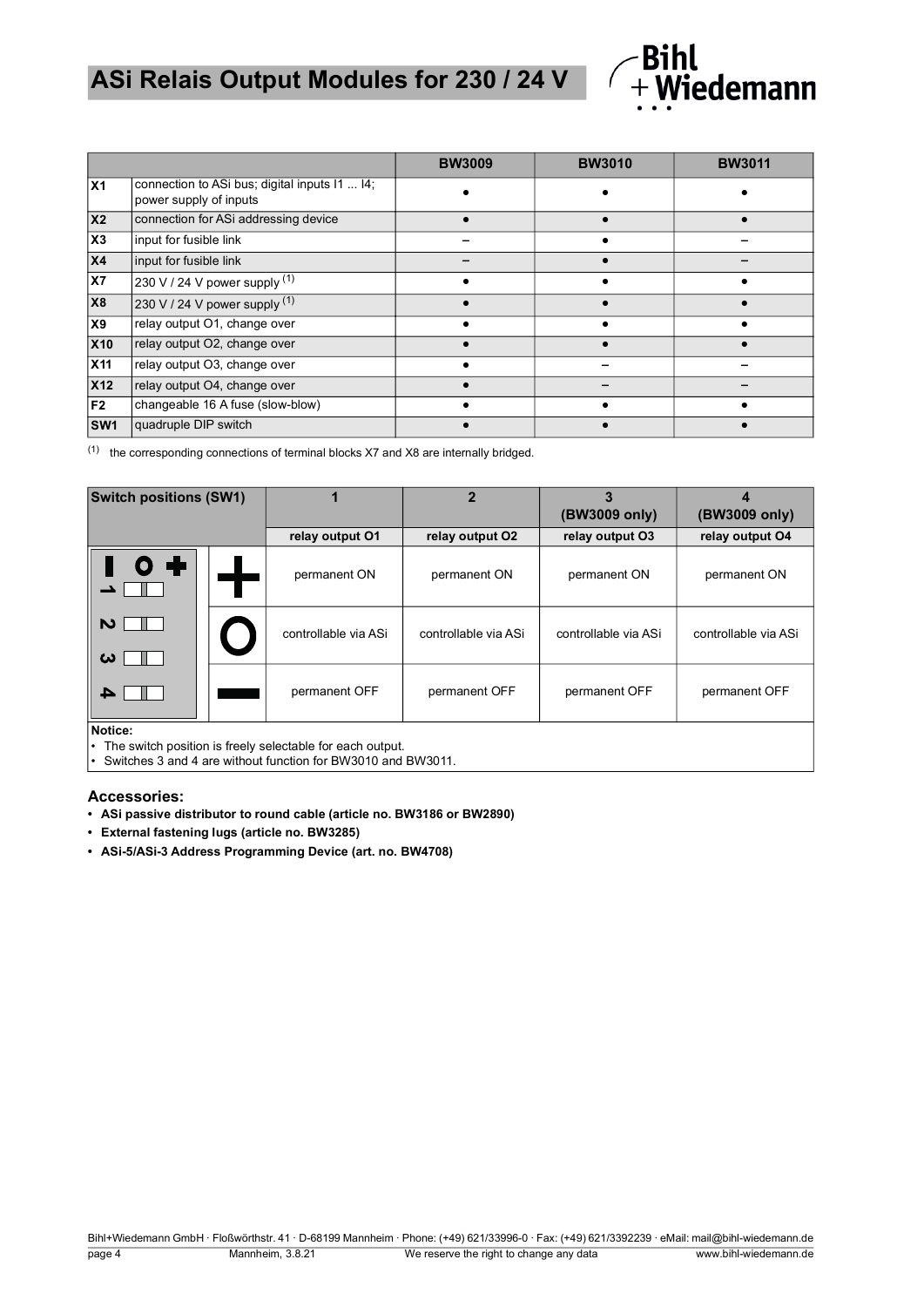# ASi Relais Output Modules for 230 / 24 V

| | | BW3009 | BW3010 | BW3011 |
|---|---|---|---|---|
| X1 | connection to ASi bus; digital inputs I1 ... I4; power supply of inputs | • | • | • |
| X2 | connection for ASi addressing device | • | • | • |
| X3 | input for fusible link | – | • | – |
| X4 | input for fusible link | – | • | – |
| X7 | 230 V / 24 V power supply [(1)] | • | • | • |
| X8 | 230 V / 24 V power supply [(1)] | • | • | • |
| X9 | relay output O1, change over | • | • | • |
| X10 | relay output O2, change over | • | • | • |
| X11 | relay output O3, change over | • | – | – |
| X12 | relay output O4, change over | • | – | – |
| F2 | changeable 16 A fuse (slow-blow) | • | • | • |
| SW1 | quadruple DIP switch | • | • | • |

[(1)] the corresponding connections of terminal blocks X7 and X8 are internally bridged.

| Switch positions (SW1) | | 1 | 2 | 3 (BW3009 only) | 4 (BW3009 only) |
|---|---|---|---|---|---|
| | | relay output O1 | relay output O2 | relay output O3 | relay output O4 |
| | + | permanent ON | permanent ON | permanent ON | permanent ON |
| | O | controllable via ASi | controllable via ASi | controllable via ASi | controllable via ASi |
| | – | permanent OFF | permanent OFF | permanent OFF | permanent OFF |

**Notice:**
- The switch position is freely selectable for each output.
- Switches 3 and 4 are without function for BW3010 and BW3011.

### Accessories:

- **ASi passive distributor to round cable (article no. BW3186 or BW2890)**
- **External fastening lugs (article no. BW3285)**
- **ASi-5/ASi-3 Address Programming Device (art. no. BW4708)**